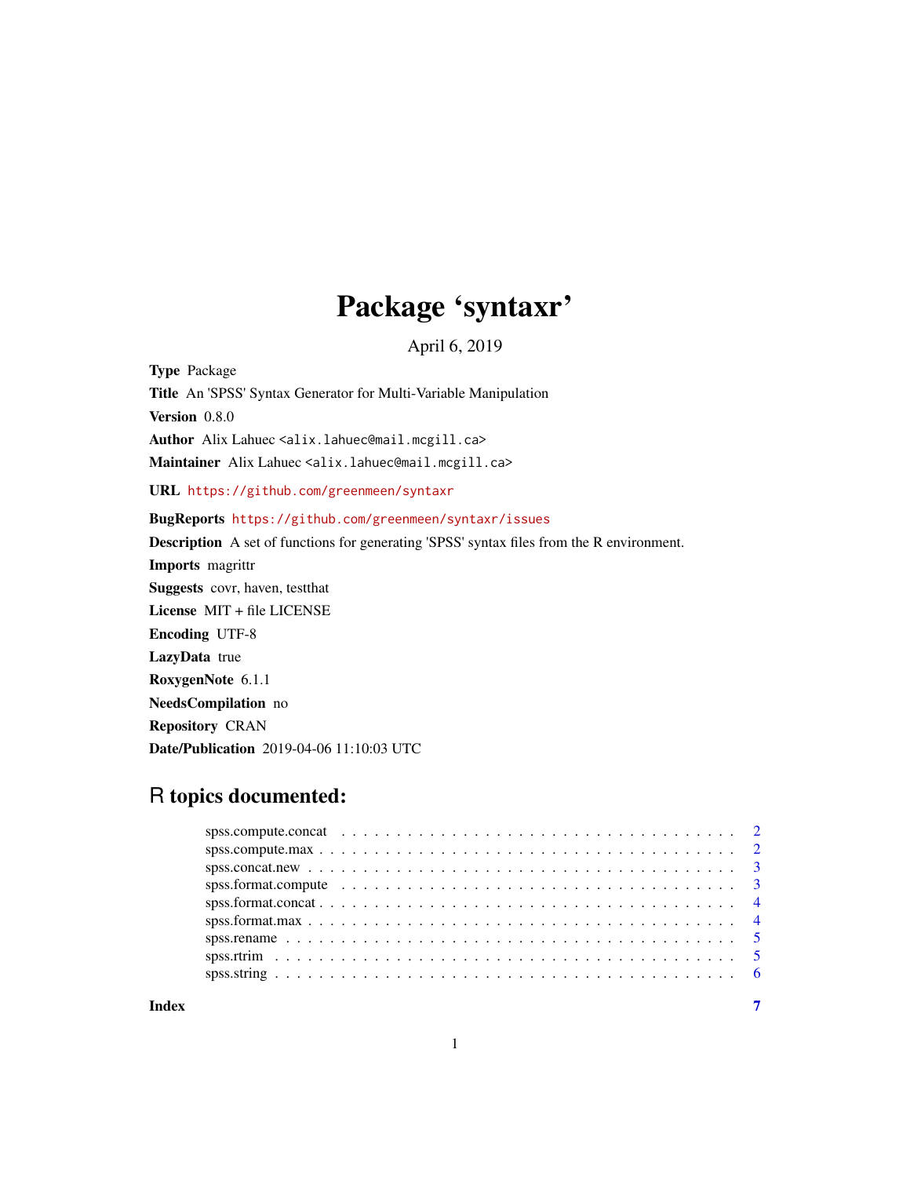# Package 'syntaxr'

April 6, 2019

**Type** Package

**Title** An 'SPSS' Syntax Generator for Multi-Variable Manipulation

**Version** 0.8.0

**Author** Alix Lahuec <alix.lahuec@mail.mcgill.ca>

**Maintainer** Alix Lahuec <alix.lahuec@mail.mcgill.ca>

**URL** https://github.com/greenmeen/syntaxr

**BugReports** https://github.com/greenmeen/syntaxr/issues

**Description** A set of functions for generating 'SPSS' syntax files from the R environment.

**Imports** magrittr

**Suggests** covr, haven, testthat

**License** MIT + file LICENSE

**Encoding** UTF-8

**LazyData** true

**RoxygenNote** 6.1.1

**NeedsCompilation** no

**Repository** CRAN

**Date/Publication** 2019-04-06 11:10:03 UTC

## R topics documented:

- spss.compute.concat . . . . . . . . . . . . . . . . . . . . . . . . . . . . . . . . . . . . 2
- spss.compute.max . . . . . . . . . . . . . . . . . . . . . . . . . . . . . . . . . . . . 2
- spss.concat.new . . . . . . . . . . . . . . . . . . . . . . . . . . . . . . . . . . . . 3
- spss.format.compute . . . . . . . . . . . . . . . . . . . . . . . . . . . . . . . . . . . . 3
- spss.format.concat . . . . . . . . . . . . . . . . . . . . . . . . . . . . . . . . . . . . 4
- spss.format.max . . . . . . . . . . . . . . . . . . . . . . . . . . . . . . . . . . . . 4
- spss.rename . . . . . . . . . . . . . . . . . . . . . . . . . . . . . . . . . . . . 5
- spss.rtrim . . . . . . . . . . . . . . . . . . . . . . . . . . . . . . . . . . . . 5
- spss.string . . . . . . . . . . . . . . . . . . . . . . . . . . . . . . . . . . . . 6

**Index** 7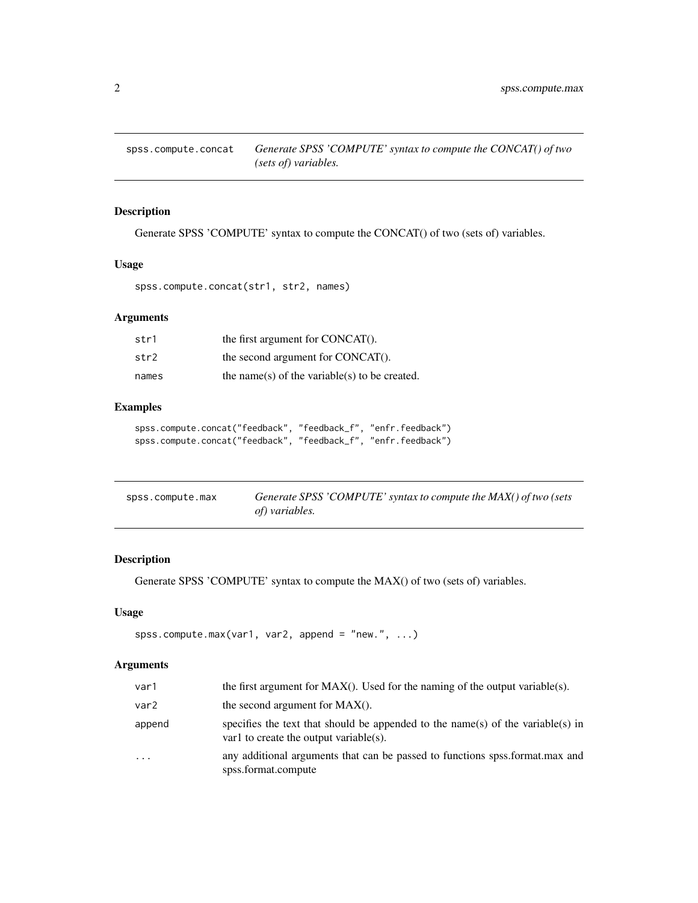## spss.compute.concat — *Generate SPSS 'COMPUTE' syntax to compute the CONCAT() of two (sets of) variables.*

### Description

Generate SPSS 'COMPUTE' syntax to compute the CONCAT() of two (sets of) variables.

### Usage

```
spss.compute.concat(str1, str2, names)
```

### Arguments

| | |
|---|---|
| str1 | the first argument for CONCAT(). |
| str2 | the second argument for CONCAT(). |
| names | the name(s) of the variable(s) to be created. |

### Examples

```
spss.compute.concat("feedback", "feedback_f", "enfr.feedback")
spss.compute.concat("feedback", "feedback_f", "enfr.feedback")
```

## spss.compute.max — *Generate SPSS 'COMPUTE' syntax to compute the MAX() of two (sets of) variables.*

### Description

Generate SPSS 'COMPUTE' syntax to compute the MAX() of two (sets of) variables.

### Usage

```
spss.compute.max(var1, var2, append = "new.", ...)
```

### Arguments

| | |
|---|---|
| var1 | the first argument for MAX(). Used for the naming of the output variable(s). |
| var2 | the second argument for MAX(). |
| append | specifies the text that should be appended to the name(s) of the variable(s) in var1 to create the output variable(s). |
| ... | any additional arguments that can be passed to functions spss.format.max and spss.format.compute |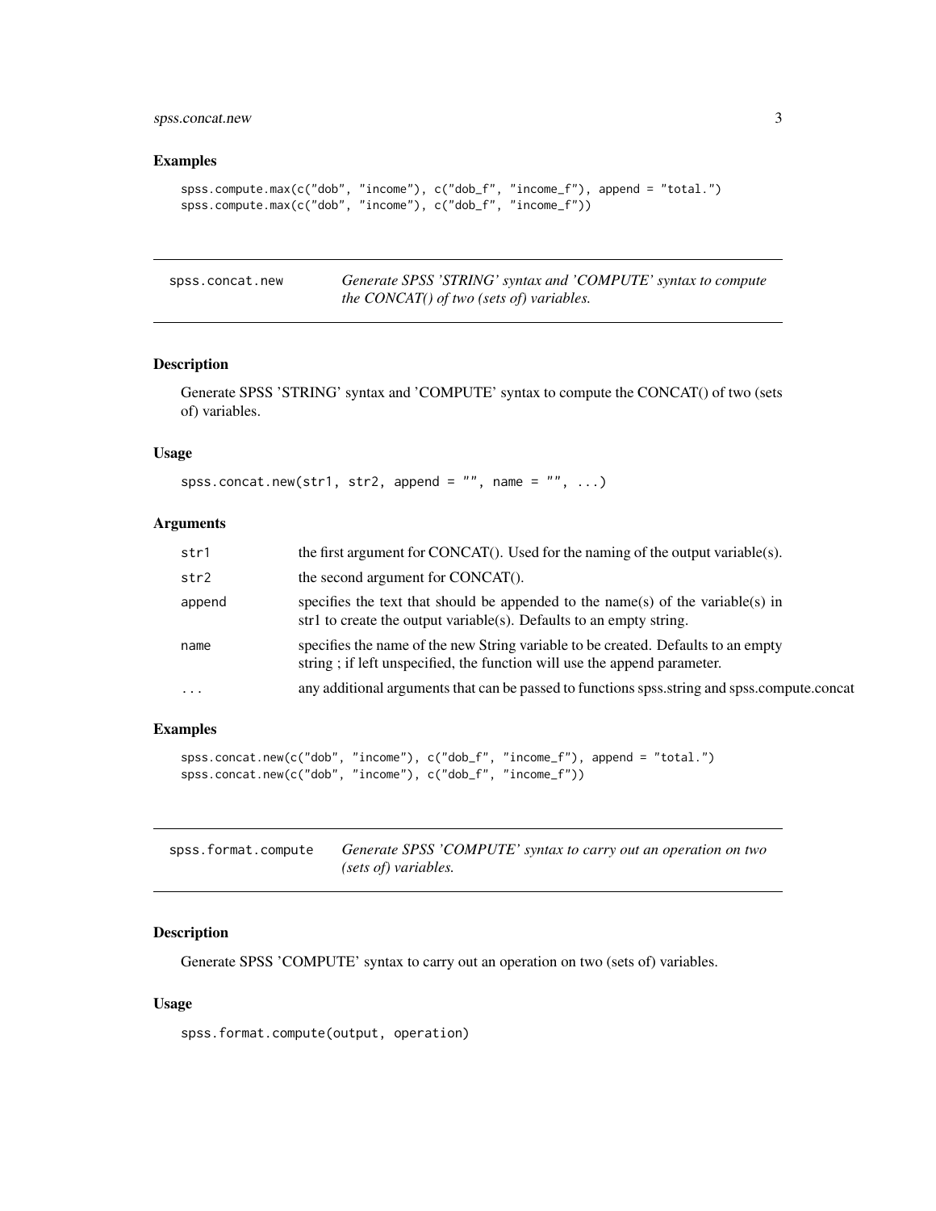## Examples

```
spss.compute.max(c("dob", "income"), c("dob_f", "income_f"), append = "total.")
spss.compute.max(c("dob", "income"), c("dob_f", "income_f"))
```

---

## spss.concat.new — *Generate SPSS 'STRING' syntax and 'COMPUTE' syntax to compute the CONCAT() of two (sets of) variables.*

### Description

Generate SPSS 'STRING' syntax and 'COMPUTE' syntax to compute the CONCAT() of two (sets of) variables.

### Usage

```
spss.concat.new(str1, str2, append = "", name = "", ...)
```

### Arguments

| | |
|---|---|
| str1 | the first argument for CONCAT(). Used for the naming of the output variable(s). |
| str2 | the second argument for CONCAT(). |
| append | specifies the text that should be appended to the name(s) of the variable(s) in str1 to create the output variable(s). Defaults to an empty string. |
| name | specifies the name of the new String variable to be created. Defaults to an empty string ; if left unspecified, the function will use the append parameter. |
| ... | any additional arguments that can be passed to functions spss.string and spss.compute.concat |

### Examples

```
spss.concat.new(c("dob", "income"), c("dob_f", "income_f"), append = "total.")
spss.concat.new(c("dob", "income"), c("dob_f", "income_f"))
```

---

## spss.format.compute — *Generate SPSS 'COMPUTE' syntax to carry out an operation on two (sets of) variables.*

### Description

Generate SPSS 'COMPUTE' syntax to carry out an operation on two (sets of) variables.

### Usage

```
spss.format.compute(output, operation)
```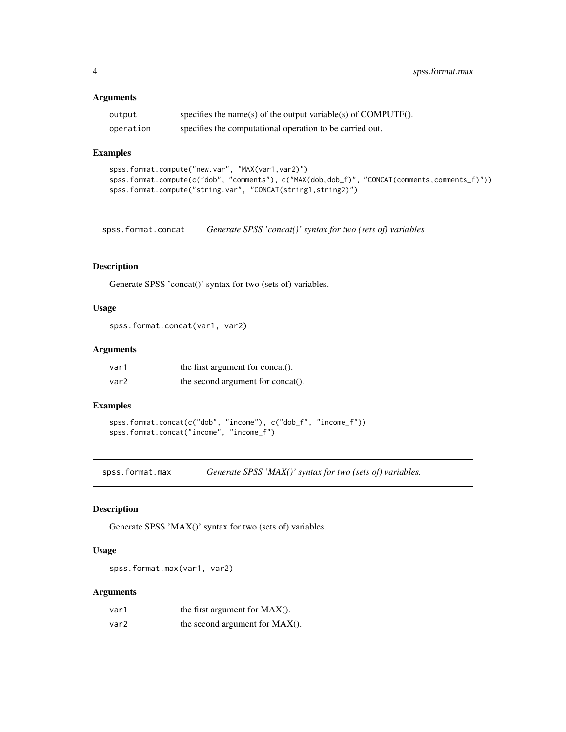### Arguments

| | |
|---|---|
| `output` | specifies the name(s) of the output variable(s) of COMPUTE(). |
| `operation` | specifies the computational operation to be carried out. |

### Examples

```
spss.format.compute("new.var", "MAX(var1,var2)")
spss.format.compute(c("dob", "comments"), c("MAX(dob,dob_f)", "CONCAT(comments,comments_f)"))
spss.format.compute("string.var", "CONCAT(string1,string2)")
```

---

## spss.format.concat — *Generate SPSS 'concat()' syntax for two (sets of) variables.*

### Description

Generate SPSS 'concat()' syntax for two (sets of) variables.

### Usage

```
spss.format.concat(var1, var2)
```

### Arguments

| | |
|---|---|
| `var1` | the first argument for concat(). |
| `var2` | the second argument for concat(). |

### Examples

```
spss.format.concat(c("dob", "income"), c("dob_f", "income_f"))
spss.format.concat("income", "income_f")
```

---

## spss.format.max — *Generate SPSS 'MAX()' syntax for two (sets of) variables.*

### Description

Generate SPSS 'MAX()' syntax for two (sets of) variables.

### Usage

```
spss.format.max(var1, var2)
```

### Arguments

| | |
|---|---|
| `var1` | the first argument for MAX(). |
| `var2` | the second argument for MAX(). |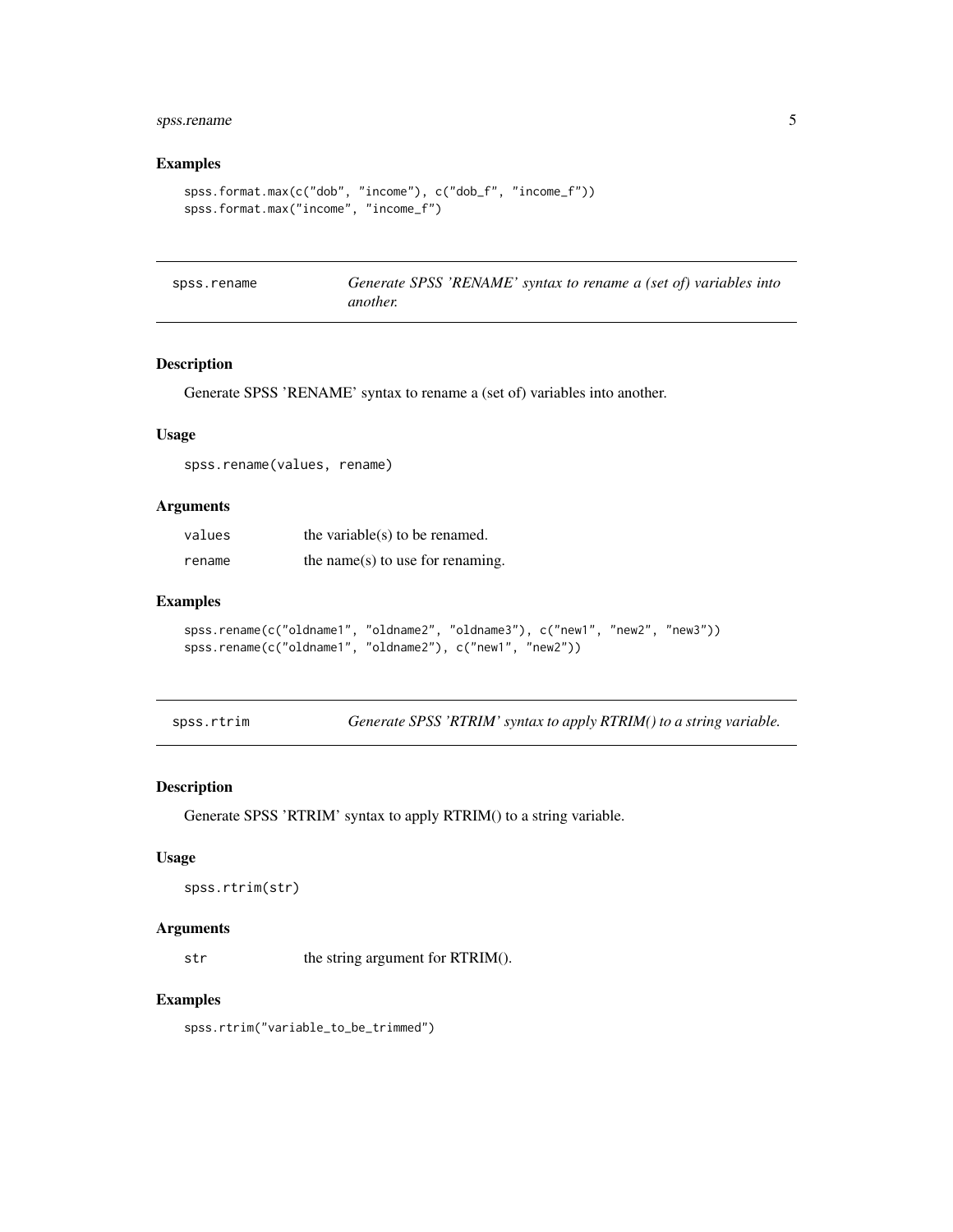### Examples

```
spss.format.max(c("dob", "income"), c("dob_f", "income_f"))
spss.format.max("income", "income_f")
```

## spss.rename — *Generate SPSS 'RENAME' syntax to rename a (set of) variables into another.*

### Description

Generate SPSS 'RENAME' syntax to rename a (set of) variables into another.

### Usage

```
spss.rename(values, rename)
```

### Arguments

| | |
|---|---|
| values | the variable(s) to be renamed. |
| rename | the name(s) to use for renaming. |

### Examples

```
spss.rename(c("oldname1", "oldname2", "oldname3"), c("new1", "new2", "new3"))
spss.rename(c("oldname1", "oldname2"), c("new1", "new2"))
```

## spss.rtrim — *Generate SPSS 'RTRIM' syntax to apply RTRIM() to a string variable.*

### Description

Generate SPSS 'RTRIM' syntax to apply RTRIM() to a string variable.

### Usage

```
spss.rtrim(str)
```

### Arguments

| | |
|---|---|
| str | the string argument for RTRIM(). |

### Examples

```
spss.rtrim("variable_to_be_trimmed")
```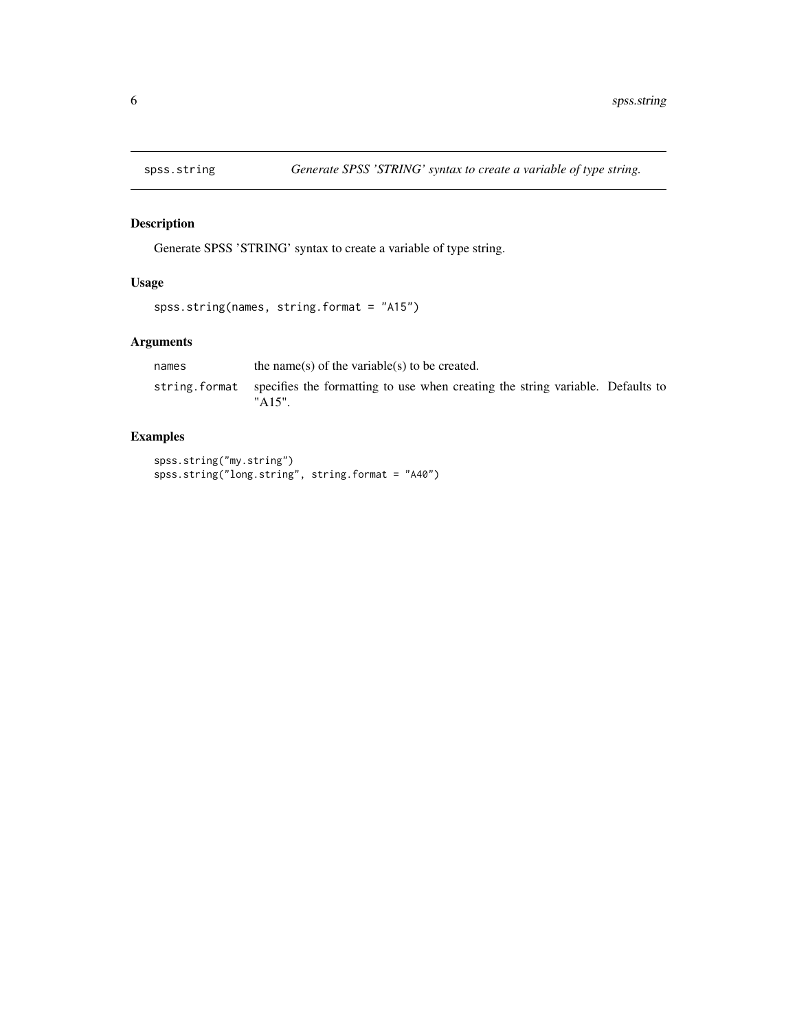## spss.string — *Generate SPSS 'STRING' syntax to create a variable of type string.*

### Description

Generate SPSS 'STRING' syntax to create a variable of type string.

### Usage

```
spss.string(names, string.format = "A15")
```

### Arguments

| | |
|---|---|
| `names` | the name(s) of the variable(s) to be created. |
| `string.format` | specifies the formatting to use when creating the string variable. Defaults to "A15". |

### Examples

```
spss.string("my.string")
spss.string("long.string", string.format = "A40")
```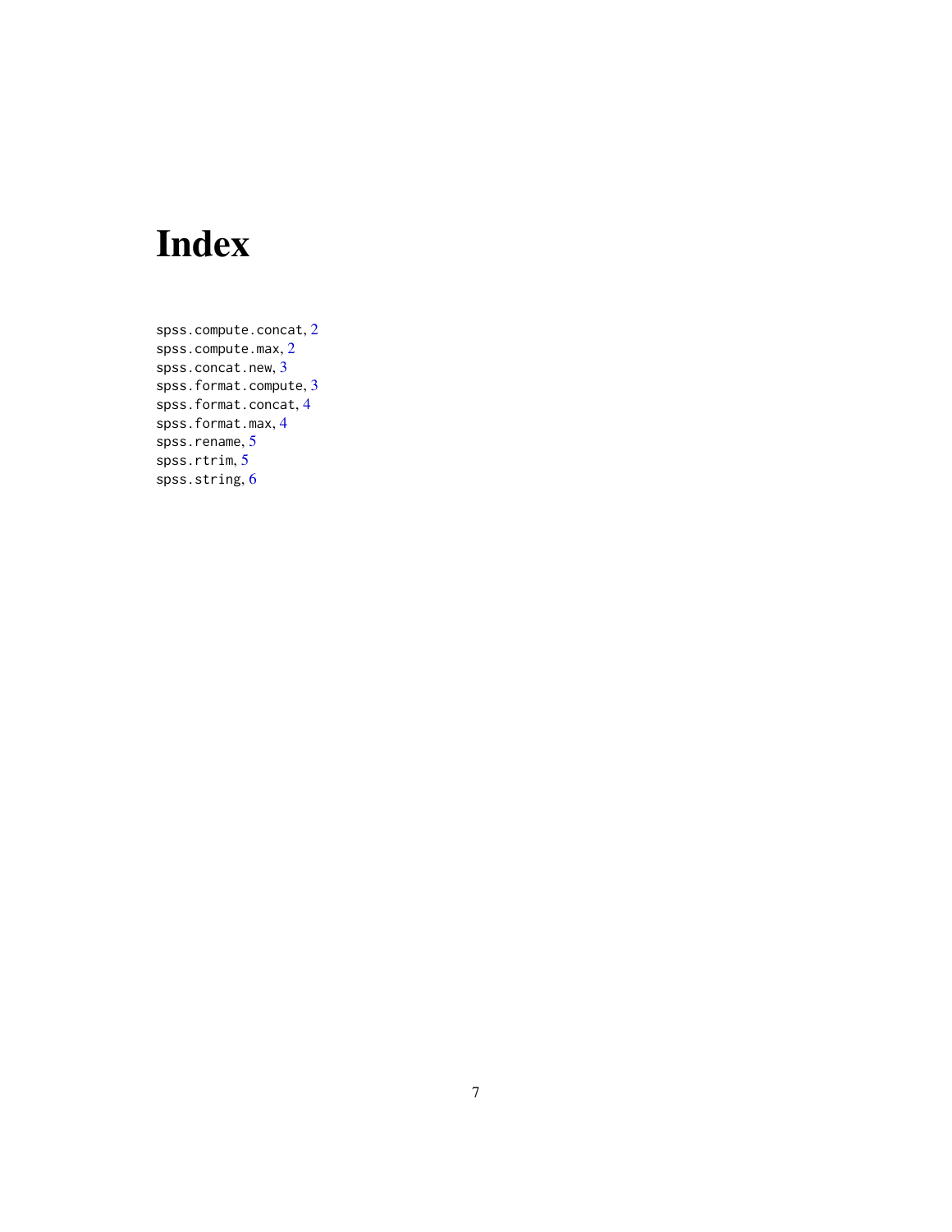# Index

spss.compute.concat, 2
spss.compute.max, 2
spss.concat.new, 3
spss.format.compute, 3
spss.format.concat, 4
spss.format.max, 4
spss.rename, 5
spss.rtrim, 5
spss.string, 6